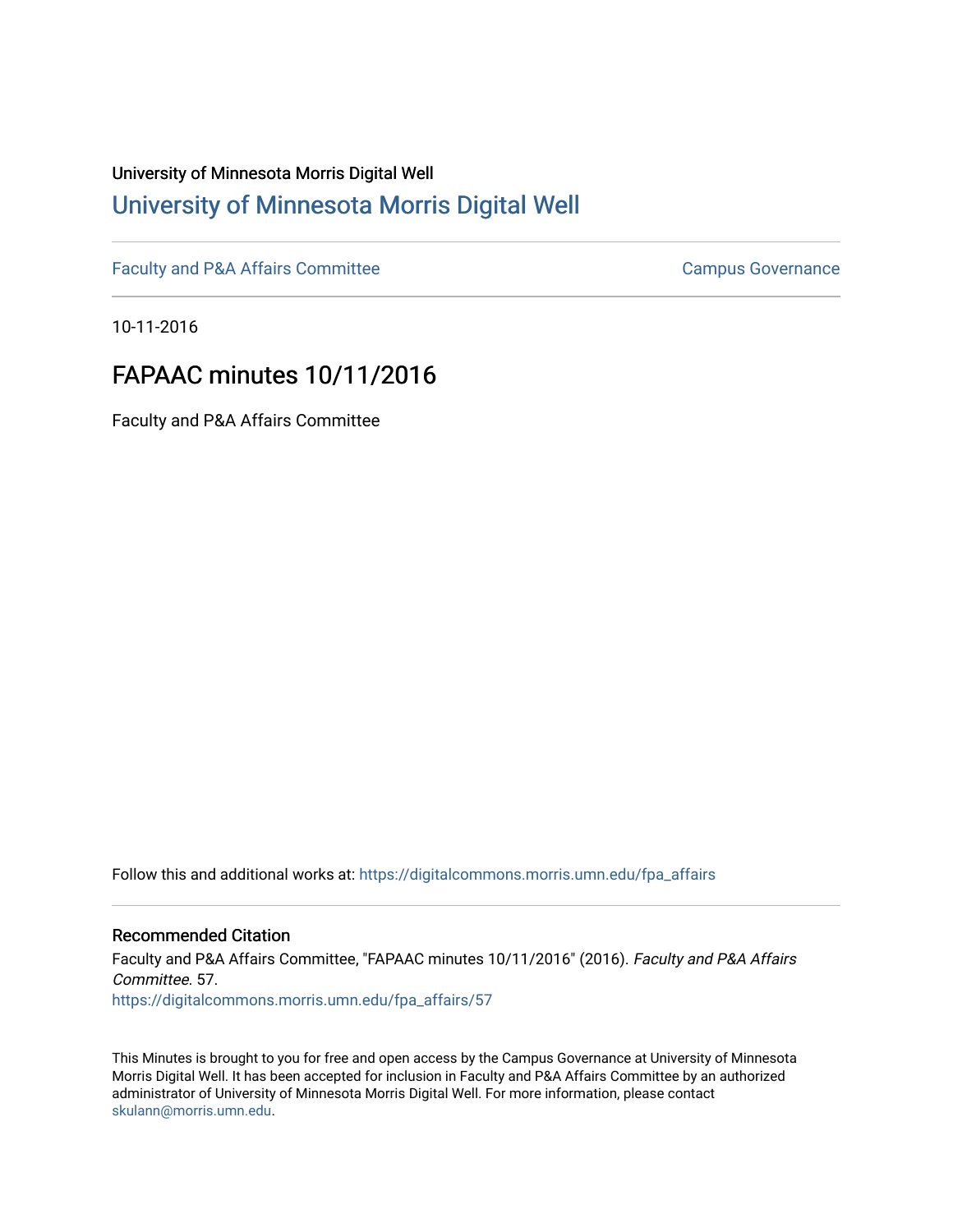University of Minnesota Morris Digital Well

# [University of Minnesota Morris Digital Well](https://digitalcommons.morris.umn.edu/)

[Faculty and P&A Affairs Committee](https://digitalcommons.morris.umn.edu/fpa_affairs) | [Campus Governance](https://digitalcommons.morris.umn.edu/governance)

10-11-2016

## FAPAAC minutes 10/11/2016

Faculty and P&A Affairs Committee

Follow this and additional works at: https://digitalcommons.morris.umn.edu/fpa_affairs

### Recommended Citation

Faculty and P&A Affairs Committee, "FAPAAC minutes 10/11/2016" (2016). *Faculty and P&A Affairs Committee*. 57.
https://digitalcommons.morris.umn.edu/fpa_affairs/57

This Minutes is brought to you for free and open access by the Campus Governance at University of Minnesota Morris Digital Well. It has been accepted for inclusion in Faculty and P&A Affairs Committee by an authorized administrator of University of Minnesota Morris Digital Well. For more information, please contact skulann@morris.umn.edu.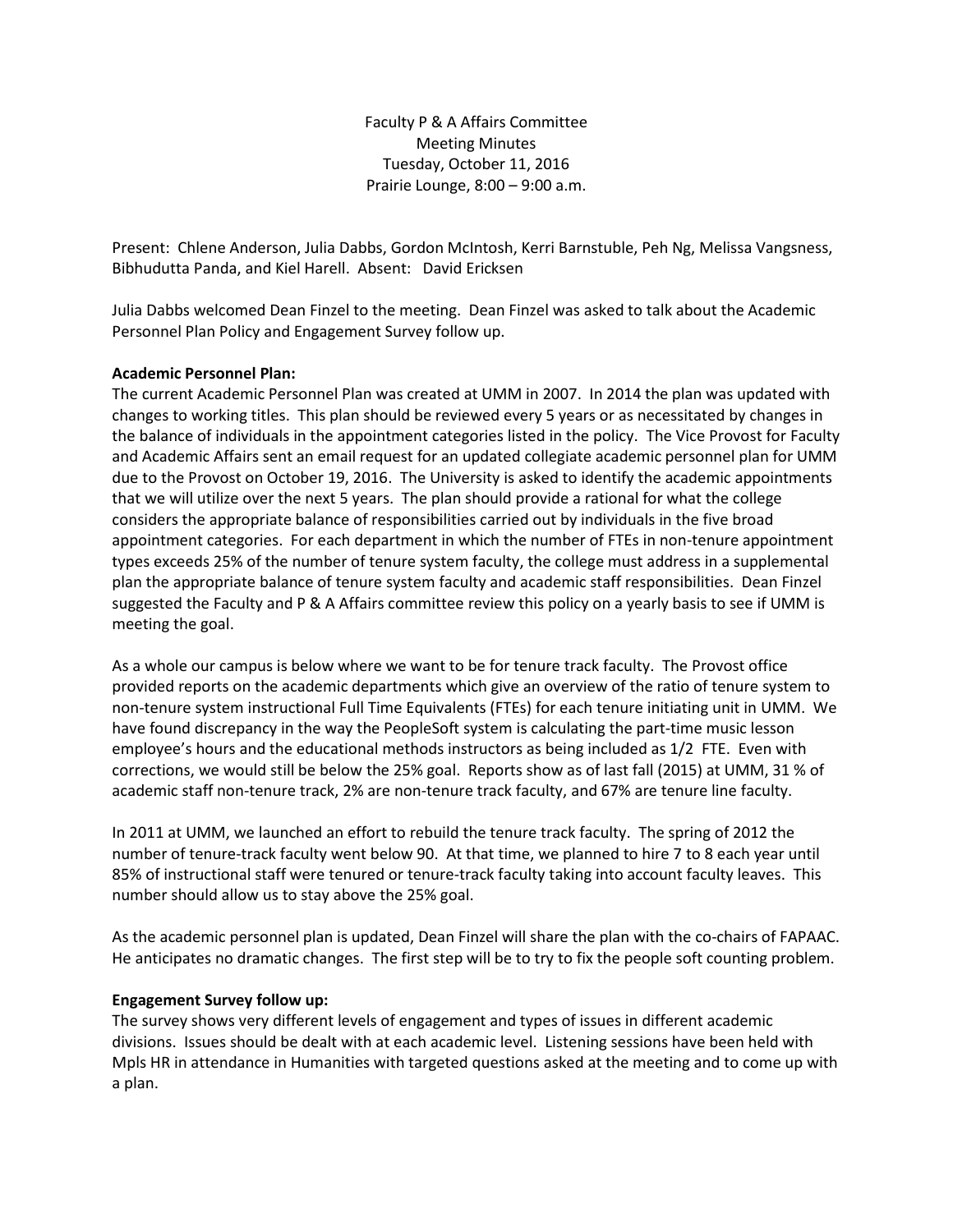Faculty P & A Affairs Committee
Meeting Minutes
Tuesday, October 11, 2016
Prairie Lounge, 8:00 – 9:00 a.m.

Present: Chlene Anderson, Julia Dabbs, Gordon McIntosh, Kerri Barnstuble, Peh Ng, Melissa Vangsness, Bibhudutta Panda, and Kiel Harell. Absent: David Ericksen

Julia Dabbs welcomed Dean Finzel to the meeting. Dean Finzel was asked to talk about the Academic Personnel Plan Policy and Engagement Survey follow up.

**Academic Personnel Plan:**
The current Academic Personnel Plan was created at UMM in 2007. In 2014 the plan was updated with changes to working titles. This plan should be reviewed every 5 years or as necessitated by changes in the balance of individuals in the appointment categories listed in the policy. The Vice Provost for Faculty and Academic Affairs sent an email request for an updated collegiate academic personnel plan for UMM due to the Provost on October 19, 2016. The University is asked to identify the academic appointments that we will utilize over the next 5 years. The plan should provide a rational for what the college considers the appropriate balance of responsibilities carried out by individuals in the five broad appointment categories. For each department in which the number of FTEs in non-tenure appointment types exceeds 25% of the number of tenure system faculty, the college must address in a supplemental plan the appropriate balance of tenure system faculty and academic staff responsibilities. Dean Finzel suggested the Faculty and P & A Affairs committee review this policy on a yearly basis to see if UMM is meeting the goal.

As a whole our campus is below where we want to be for tenure track faculty. The Provost office provided reports on the academic departments which give an overview of the ratio of tenure system to non-tenure system instructional Full Time Equivalents (FTEs) for each tenure initiating unit in UMM. We have found discrepancy in the way the PeopleSoft system is calculating the part-time music lesson employee's hours and the educational methods instructors as being included as 1/2 FTE. Even with corrections, we would still be below the 25% goal. Reports show as of last fall (2015) at UMM, 31 % of academic staff non-tenure track, 2% are non-tenure track faculty, and 67% are tenure line faculty.

In 2011 at UMM, we launched an effort to rebuild the tenure track faculty. The spring of 2012 the number of tenure-track faculty went below 90. At that time, we planned to hire 7 to 8 each year until 85% of instructional staff were tenured or tenure-track faculty taking into account faculty leaves. This number should allow us to stay above the 25% goal.

As the academic personnel plan is updated, Dean Finzel will share the plan with the co-chairs of FAPAAC. He anticipates no dramatic changes. The first step will be to try to fix the people soft counting problem.

**Engagement Survey follow up:**
The survey shows very different levels of engagement and types of issues in different academic divisions. Issues should be dealt with at each academic level. Listening sessions have been held with Mpls HR in attendance in Humanities with targeted questions asked at the meeting and to come up with a plan.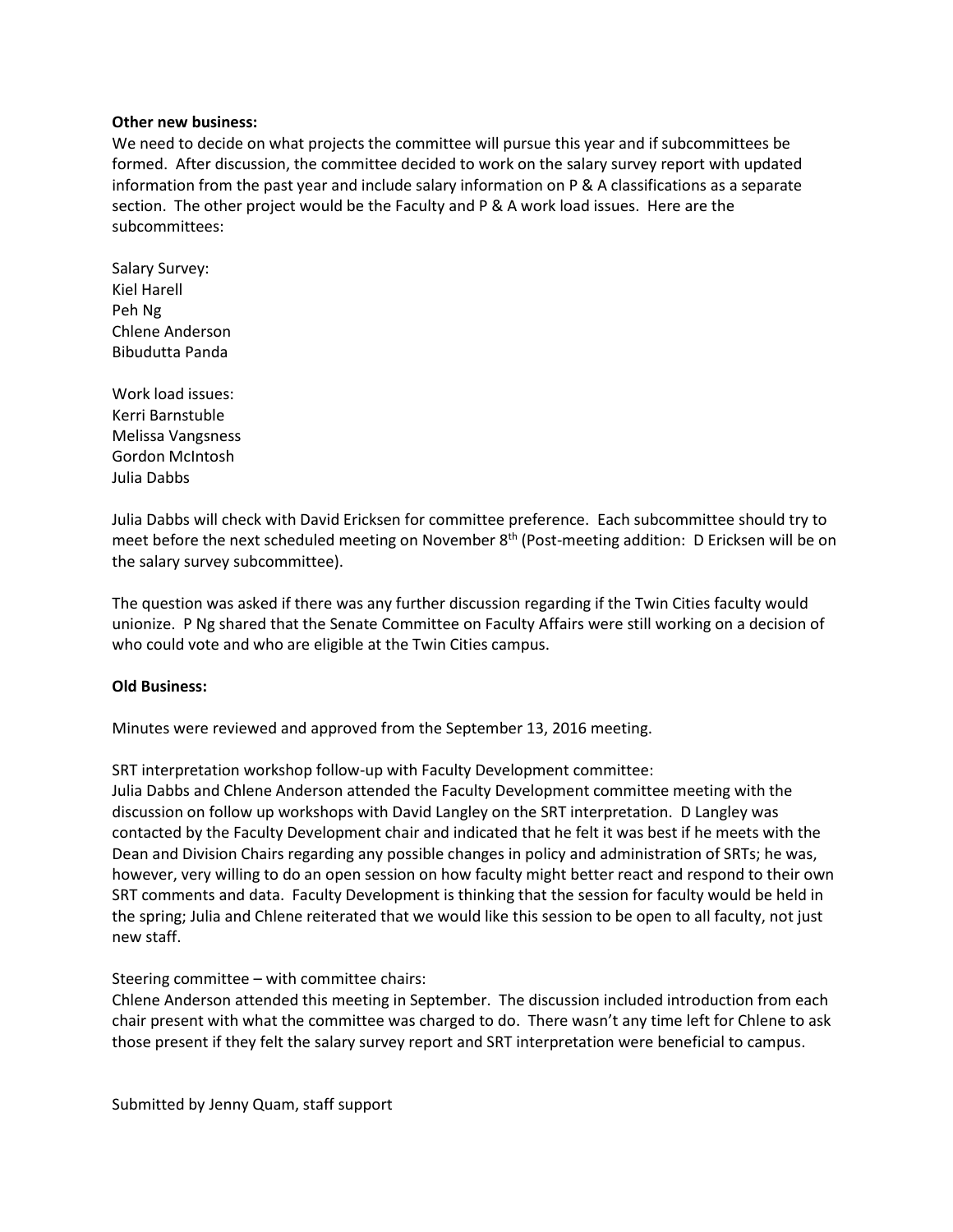**Other new business:**

We need to decide on what projects the committee will pursue this year and if subcommittees be formed. After discussion, the committee decided to work on the salary survey report with updated information from the past year and include salary information on P & A classifications as a separate section. The other project would be the Faculty and P & A work load issues. Here are the subcommittees:

Salary Survey:
Kiel Harell
Peh Ng
Chlene Anderson
Bibudutta Panda

Work load issues:
Kerri Barnstuble
Melissa Vangsness
Gordon McIntosh
Julia Dabbs

Julia Dabbs will check with David Ericksen for committee preference. Each subcommittee should try to meet before the next scheduled meeting on November 8th (Post-meeting addition: D Ericksen will be on the salary survey subcommittee).

The question was asked if there was any further discussion regarding if the Twin Cities faculty would unionize. P Ng shared that the Senate Committee on Faculty Affairs were still working on a decision of who could vote and who are eligible at the Twin Cities campus.

**Old Business:**

Minutes were reviewed and approved from the September 13, 2016 meeting.

SRT interpretation workshop follow-up with Faculty Development committee:
Julia Dabbs and Chlene Anderson attended the Faculty Development committee meeting with the discussion on follow up workshops with David Langley on the SRT interpretation. D Langley was contacted by the Faculty Development chair and indicated that he felt it was best if he meets with the Dean and Division Chairs regarding any possible changes in policy and administration of SRTs; he was, however, very willing to do an open session on how faculty might better react and respond to their own SRT comments and data. Faculty Development is thinking that the session for faculty would be held in the spring; Julia and Chlene reiterated that we would like this session to be open to all faculty, not just new staff.

Steering committee – with committee chairs:
Chlene Anderson attended this meeting in September. The discussion included introduction from each chair present with what the committee was charged to do. There wasn't any time left for Chlene to ask those present if they felt the salary survey report and SRT interpretation were beneficial to campus.

Submitted by Jenny Quam, staff support